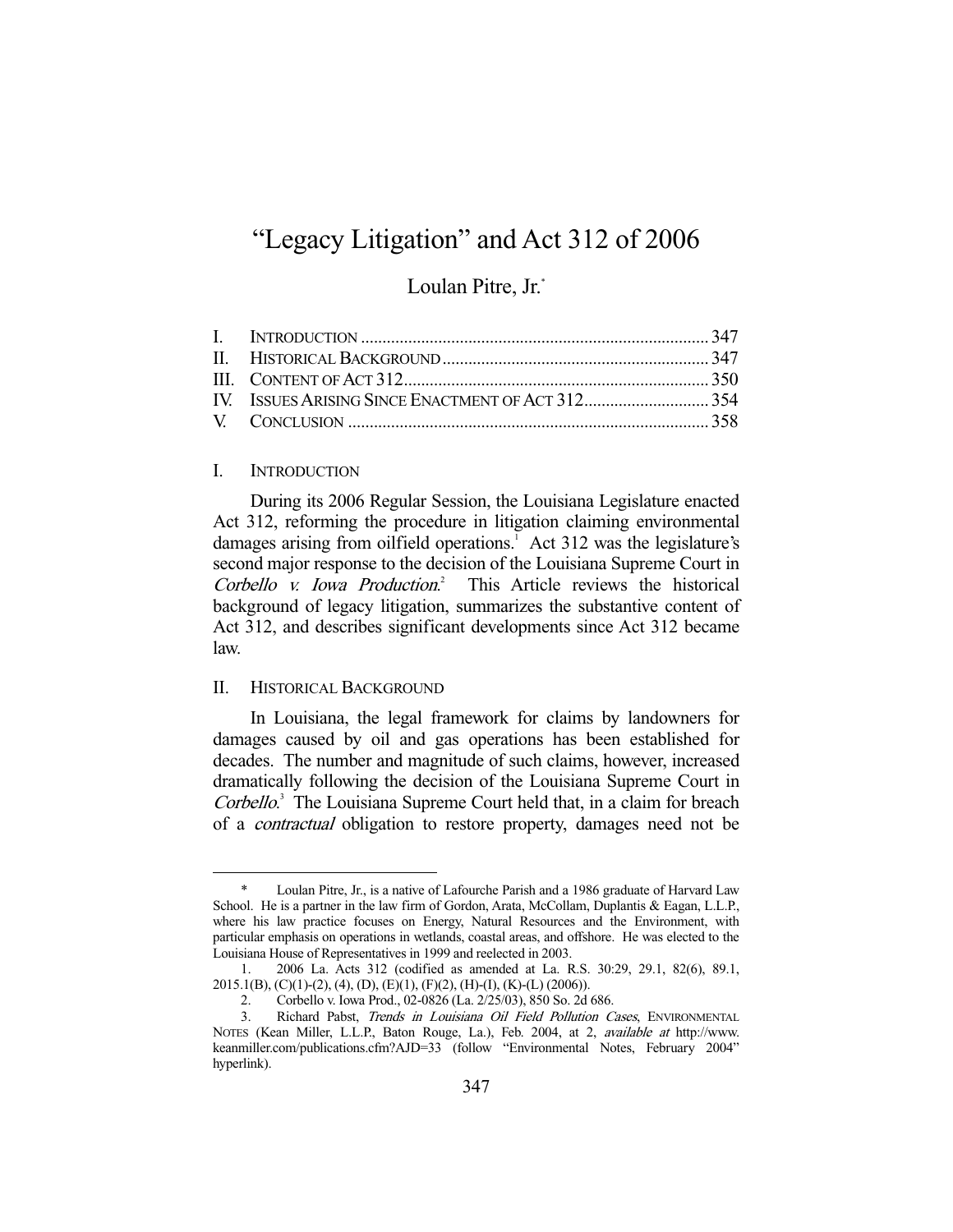# "Legacy Litigation" and Act 312 of 2006

Loulan Pitre, Jr.*

| | | |
|---|---|---|
| I. | INTRODUCTION | 347 |
| II. | HISTORICAL BACKGROUND | 347 |
| III. | CONTENT OF ACT 312 | 350 |
| IV. | ISSUES ARISING SINCE ENACTMENT OF ACT 312 | 354 |
| V. | CONCLUSION | 358 |

## I. INTRODUCTION

During its 2006 Regular Session, the Louisiana Legislature enacted Act 312, reforming the procedure in litigation claiming environmental damages arising from oilfield operations.[1] Act 312 was the legislature's second major response to the decision of the Louisiana Supreme Court in *Corbello v. Iowa Production*.[2] This Article reviews the historical background of legacy litigation, summarizes the substantive content of Act 312, and describes significant developments since Act 312 became law.

## II. HISTORICAL BACKGROUND

In Louisiana, the legal framework for claims by landowners for damages caused by oil and gas operations has been established for decades. The number and magnitude of such claims, however, increased dramatically following the decision of the Louisiana Supreme Court in *Corbello*.[3] The Louisiana Supreme Court held that, in a claim for breach of a *contractual* obligation to restore property, damages need not be

---

\* Loulan Pitre, Jr., is a native of Lafourche Parish and a 1986 graduate of Harvard Law School. He is a partner in the law firm of Gordon, Arata, McCollam, Duplantis & Eagan, L.L.P., where his law practice focuses on Energy, Natural Resources and the Environment, with particular emphasis on operations in wetlands, coastal areas, and offshore. He was elected to the Louisiana House of Representatives in 1999 and reelected in 2003.

1. 2006 La. Acts 312 (codified as amended at La. R.S. 30:29, 29.1, 82(6), 89.1, 2015.1(B), (C)(1)-(2), (4), (D), (E)(1), (F)(2), (H)-(I), (K)-(L) (2006)).

2. Corbello v. Iowa Prod., 02-0826 (La. 2/25/03), 850 So. 2d 686.

3. Richard Pabst, *Trends in Louisiana Oil Field Pollution Cases*, ENVIRONMENTAL NOTES (Kean Miller, L.L.P., Baton Rouge, La.), Feb. 2004, at 2, *available at* http://www.keanmiller.com/publications.cfm?AJD=33 (follow "Environmental Notes, February 2004" hyperlink).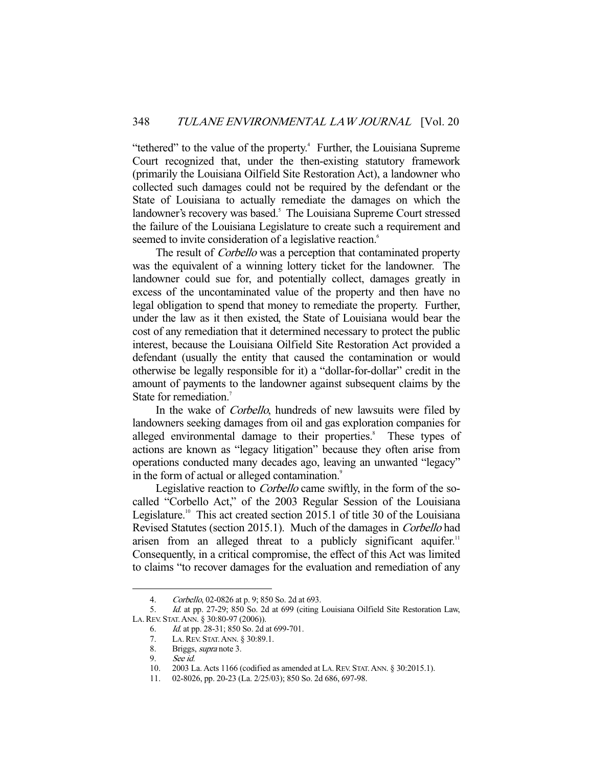"tethered" to the value of the property.[4] Further, the Louisiana Supreme Court recognized that, under the then-existing statutory framework (primarily the Louisiana Oilfield Site Restoration Act), a landowner who collected such damages could not be required by the defendant or the State of Louisiana to actually remediate the damages on which the landowner's recovery was based.[5] The Louisiana Supreme Court stressed the failure of the Louisiana Legislature to create such a requirement and seemed to invite consideration of a legislative reaction.[6]

The result of *Corbello* was a perception that contaminated property was the equivalent of a winning lottery ticket for the landowner. The landowner could sue for, and potentially collect, damages greatly in excess of the uncontaminated value of the property and then have no legal obligation to spend that money to remediate the property. Further, under the law as it then existed, the State of Louisiana would bear the cost of any remediation that it determined necessary to protect the public interest, because the Louisiana Oilfield Site Restoration Act provided a defendant (usually the entity that caused the contamination or would otherwise be legally responsible for it) a "dollar-for-dollar" credit in the amount of payments to the landowner against subsequent claims by the State for remediation.[7]

In the wake of *Corbello*, hundreds of new lawsuits were filed by landowners seeking damages from oil and gas exploration companies for alleged environmental damage to their properties.[8] These types of actions are known as "legacy litigation" because they often arise from operations conducted many decades ago, leaving an unwanted "legacy" in the form of actual or alleged contamination.[9]

Legislative reaction to *Corbello* came swiftly, in the form of the so-called "Corbello Act," of the 2003 Regular Session of the Louisiana Legislature.[10] This act created section 2015.1 of title 30 of the Louisiana Revised Statutes (section 2015.1). Much of the damages in *Corbello* had arisen from an alleged threat to a publicly significant aquifer.[11] Consequently, in a critical compromise, the effect of this Act was limited to claims "to recover damages for the evaluation and remediation of any

---

4. *Corbello*, 02-0826 at p. 9; 850 So. 2d at 693.

5. *Id.* at pp. 27-29; 850 So. 2d at 699 (citing Louisiana Oilfield Site Restoration Law, LA. REV. STAT. ANN. § 30:80-97 (2006)).

6. *Id.* at pp. 28-31; 850 So. 2d at 699-701.

7. LA. REV. STAT. ANN. § 30:89.1.

8. Briggs, *supra* note 3.

9. *See id.*

10. 2003 La. Acts 1166 (codified as amended at LA. REV. STAT. ANN. § 30:2015.1).

11. 02-8026, pp. 20-23 (La. 2/25/03); 850 So. 2d 686, 697-98.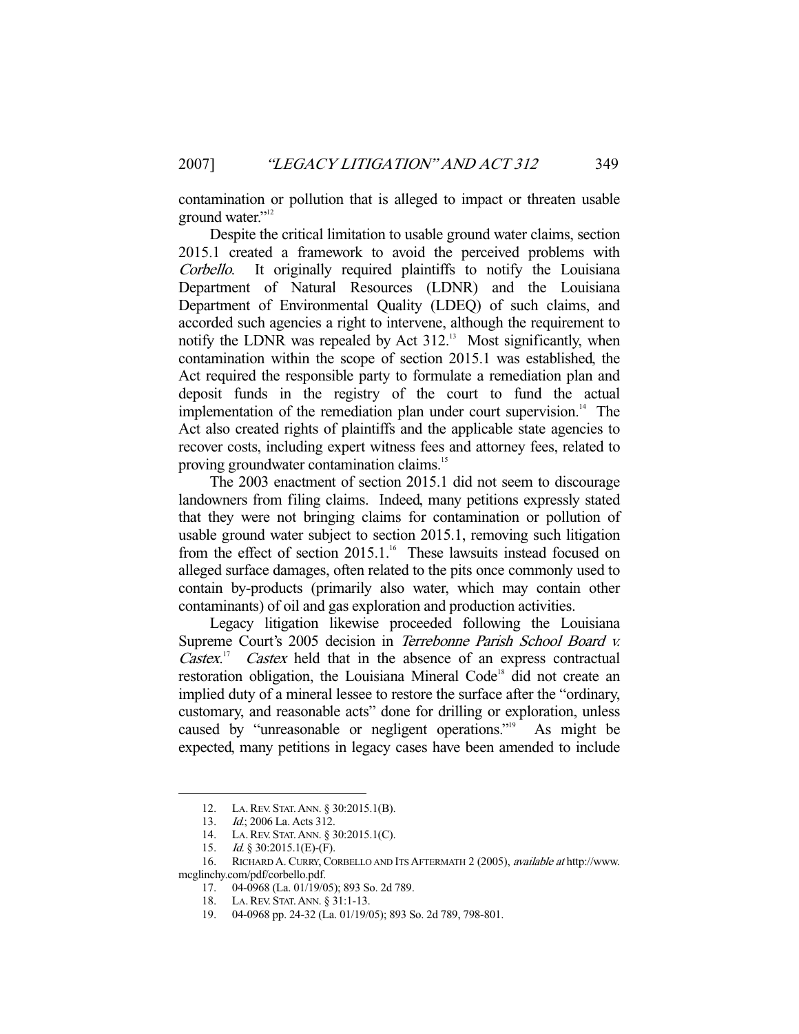contamination or pollution that is alleged to impact or threaten usable ground water."[12]

Despite the critical limitation to usable ground water claims, section 2015.1 created a framework to avoid the perceived problems with *Corbello*. It originally required plaintiffs to notify the Louisiana Department of Natural Resources (LDNR) and the Louisiana Department of Environmental Quality (LDEQ) of such claims, and accorded such agencies a right to intervene, although the requirement to notify the LDNR was repealed by Act 312.[13] Most significantly, when contamination within the scope of section 2015.1 was established, the Act required the responsible party to formulate a remediation plan and deposit funds in the registry of the court to fund the actual implementation of the remediation plan under court supervision.[14] The Act also created rights of plaintiffs and the applicable state agencies to recover costs, including expert witness fees and attorney fees, related to proving groundwater contamination claims.[15]

The 2003 enactment of section 2015.1 did not seem to discourage landowners from filing claims. Indeed, many petitions expressly stated that they were not bringing claims for contamination or pollution of usable ground water subject to section 2015.1, removing such litigation from the effect of section 2015.1.[16] These lawsuits instead focused on alleged surface damages, often related to the pits once commonly used to contain by-products (primarily also water, which may contain other contaminants) of oil and gas exploration and production activities.

Legacy litigation likewise proceeded following the Louisiana Supreme Court's 2005 decision in *Terrebonne Parish School Board v. Castex*.[17] *Castex* held that in the absence of an express contractual restoration obligation, the Louisiana Mineral Code[18] did not create an implied duty of a mineral lessee to restore the surface after the "ordinary, customary, and reasonable acts" done for drilling or exploration, unless caused by "unreasonable or negligent operations."[19] As might be expected, many petitions in legacy cases have been amended to include

---

12. LA. REV. STAT. ANN. § 30:2015.1(B).
13. *Id.*; 2006 La. Acts 312.
14. LA. REV. STAT. ANN. § 30:2015.1(C).
15. *Id.* § 30:2015.1(E)-(F).
16. RICHARD A. CURRY, CORBELLO AND ITS AFTERMATH 2 (2005), *available at* http://www.mcglinchy.com/pdf/corbello.pdf.
17. 04-0968 (La. 01/19/05); 893 So. 2d 789.
18. LA. REV. STAT. ANN. § 31:1-13.
19. 04-0968 pp. 24-32 (La. 01/19/05); 893 So. 2d 789, 798-801.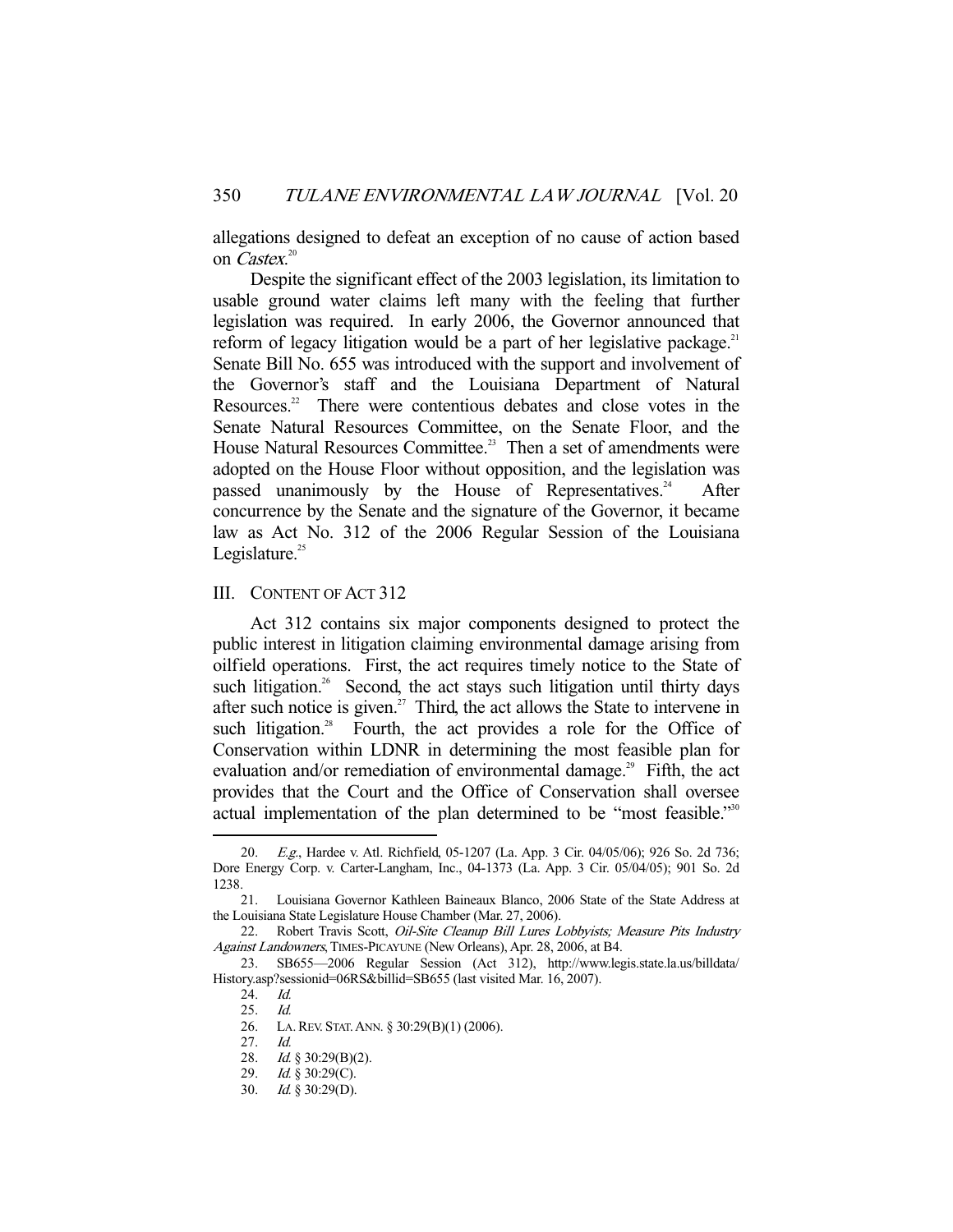allegations designed to defeat an exception of no cause of action based on *Castex*.[20]

Despite the significant effect of the 2003 legislation, its limitation to usable ground water claims left many with the feeling that further legislation was required. In early 2006, the Governor announced that reform of legacy litigation would be a part of her legislative package.[21] Senate Bill No. 655 was introduced with the support and involvement of the Governor's staff and the Louisiana Department of Natural Resources.[22] There were contentious debates and close votes in the Senate Natural Resources Committee, on the Senate Floor, and the House Natural Resources Committee.[23] Then a set of amendments were adopted on the House Floor without opposition, and the legislation was passed unanimously by the House of Representatives.[24] After concurrence by the Senate and the signature of the Governor, it became law as Act No. 312 of the 2006 Regular Session of the Louisiana Legislature.[25]

## III. CONTENT OF ACT 312

Act 312 contains six major components designed to protect the public interest in litigation claiming environmental damage arising from oilfield operations. First, the act requires timely notice to the State of such litigation.[26] Second, the act stays such litigation until thirty days after such notice is given.[27] Third, the act allows the State to intervene in such litigation.[28] Fourth, the act provides a role for the Office of Conservation within LDNR in determining the most feasible plan for evaluation and/or remediation of environmental damage.[29] Fifth, the act provides that the Court and the Office of Conservation shall oversee actual implementation of the plan determined to be "most feasible."[30]

---

20. *E.g.*, Hardee v. Atl. Richfield, 05-1207 (La. App. 3 Cir. 04/05/06); 926 So. 2d 736; Dore Energy Corp. v. Carter-Langham, Inc., 04-1373 (La. App. 3 Cir. 05/04/05); 901 So. 2d 1238.

21. Louisiana Governor Kathleen Baineaux Blanco, 2006 State of the State Address at the Louisiana State Legislature House Chamber (Mar. 27, 2006).

22. Robert Travis Scott, *Oil-Site Cleanup Bill Lures Lobbyists; Measure Pits Industry Against Landowners*, TIMES-PICAYUNE (New Orleans), Apr. 28, 2006, at B4.

23. SB655—2006 Regular Session (Act 312), http://www.legis.state.la.us/billdata/History.asp?sessionid=06RS&billid=SB655 (last visited Mar. 16, 2007).

24. *Id.*

25. *Id.*

26. LA. REV. STAT. ANN. § 30:29(B)(1) (2006).

27. *Id.*

28. *Id.* § 30:29(B)(2).

29. *Id.* § 30:29(C).

30. *Id.* § 30:29(D).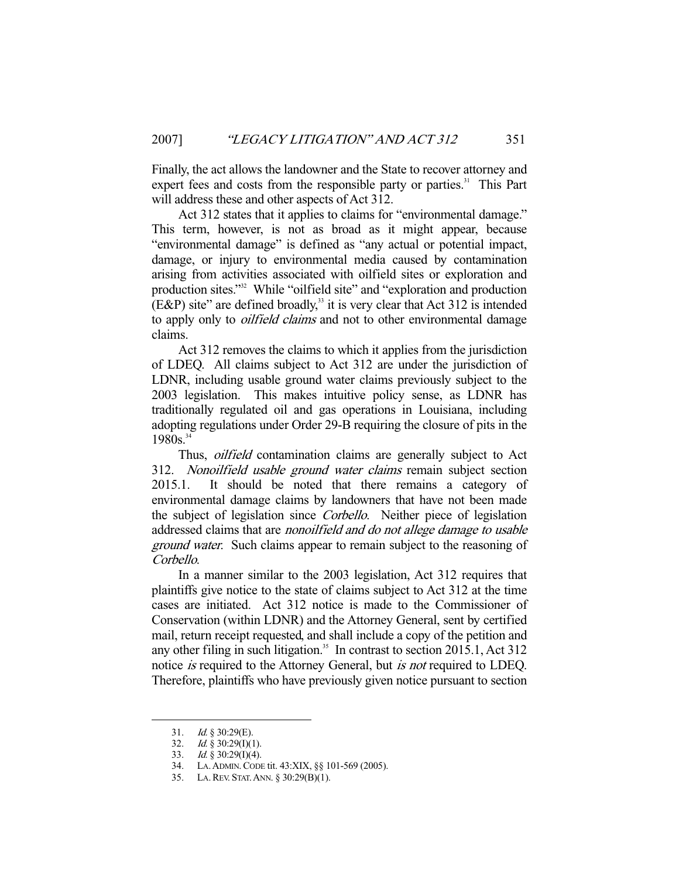Finally, the act allows the landowner and the State to recover attorney and expert fees and costs from the responsible party or parties.[31] This Part will address these and other aspects of Act 312.

Act 312 states that it applies to claims for "environmental damage." This term, however, is not as broad as it might appear, because "environmental damage" is defined as "any actual or potential impact, damage, or injury to environmental media caused by contamination arising from activities associated with oilfield sites or exploration and production sites."[32] While "oilfield site" and "exploration and production (E&P) site" are defined broadly,[33] it is very clear that Act 312 is intended to apply only to *oilfield claims* and not to other environmental damage claims.

Act 312 removes the claims to which it applies from the jurisdiction of LDEQ. All claims subject to Act 312 are under the jurisdiction of LDNR, including usable ground water claims previously subject to the 2003 legislation. This makes intuitive policy sense, as LDNR has traditionally regulated oil and gas operations in Louisiana, including adopting regulations under Order 29-B requiring the closure of pits in the 1980s.[34]

Thus, *oilfield* contamination claims are generally subject to Act 312. *Nonoilfield usable ground water claims* remain subject section 2015.1. It should be noted that there remains a category of environmental damage claims by landowners that have not been made the subject of legislation since *Corbello*. Neither piece of legislation addressed claims that are *nonoilfield and do not allege damage to usable ground water*. Such claims appear to remain subject to the reasoning of *Corbello*.

In a manner similar to the 2003 legislation, Act 312 requires that plaintiffs give notice to the state of claims subject to Act 312 at the time cases are initiated. Act 312 notice is made to the Commissioner of Conservation (within LDNR) and the Attorney General, sent by certified mail, return receipt requested, and shall include a copy of the petition and any other filing in such litigation.[35] In contrast to section 2015.1, Act 312 notice *is* required to the Attorney General, but *is not* required to LDEQ. Therefore, plaintiffs who have previously given notice pursuant to section

---

31. *Id.* § 30:29(E).
32. *Id.* § 30:29(I)(1).
33. *Id.* § 30:29(I)(4).
34. LA. ADMIN. CODE tit. 43:XIX, §§ 101-569 (2005).
35. LA. REV. STAT. ANN. § 30:29(B)(1).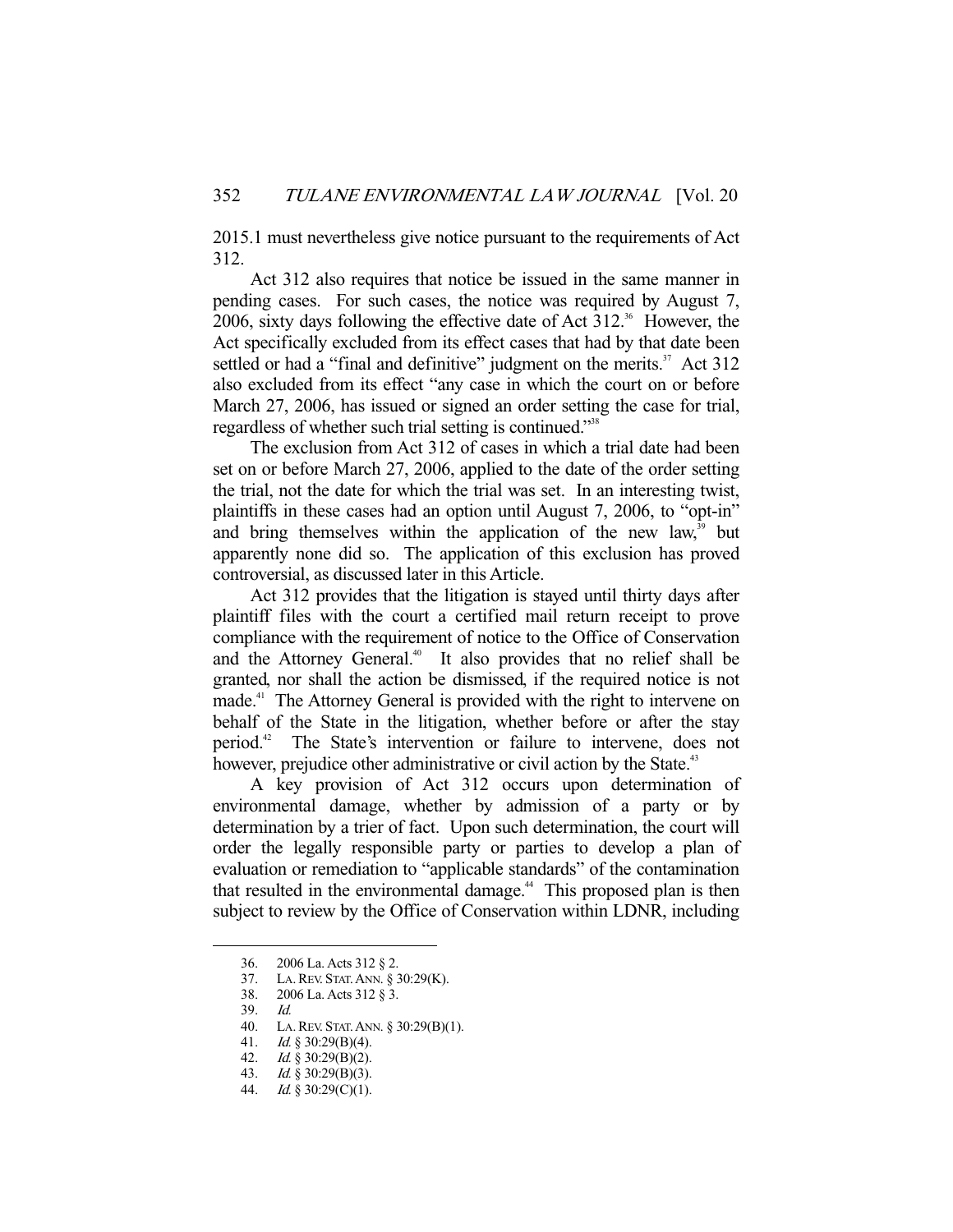2015.1 must nevertheless give notice pursuant to the requirements of Act 312.

Act 312 also requires that notice be issued in the same manner in pending cases. For such cases, the notice was required by August 7, 2006, sixty days following the effective date of Act 312.[36] However, the Act specifically excluded from its effect cases that had by that date been settled or had a "final and definitive" judgment on the merits.[37] Act 312 also excluded from its effect "any case in which the court on or before March 27, 2006, has issued or signed an order setting the case for trial, regardless of whether such trial setting is continued."[38]

The exclusion from Act 312 of cases in which a trial date had been set on or before March 27, 2006, applied to the date of the order setting the trial, not the date for which the trial was set. In an interesting twist, plaintiffs in these cases had an option until August 7, 2006, to "opt-in" and bring themselves within the application of the new law,[39] but apparently none did so. The application of this exclusion has proved controversial, as discussed later in this Article.

Act 312 provides that the litigation is stayed until thirty days after plaintiff files with the court a certified mail return receipt to prove compliance with the requirement of notice to the Office of Conservation and the Attorney General.[40] It also provides that no relief shall be granted, nor shall the action be dismissed, if the required notice is not made.[41] The Attorney General is provided with the right to intervene on behalf of the State in the litigation, whether before or after the stay period.[42] The State's intervention or failure to intervene, does not however, prejudice other administrative or civil action by the State.[43]

A key provision of Act 312 occurs upon determination of environmental damage, whether by admission of a party or by determination by a trier of fact. Upon such determination, the court will order the legally responsible party or parties to develop a plan of evaluation or remediation to "applicable standards" of the contamination that resulted in the environmental damage.[44] This proposed plan is then subject to review by the Office of Conservation within LDNR, including

---

36. 2006 La. Acts 312 § 2.
37. La. Rev. Stat. Ann. § 30:29(K).
38. 2006 La. Acts 312 § 3.
39. *Id.*
40. La. Rev. Stat. Ann. § 30:29(B)(1).
41. *Id.* § 30:29(B)(4).
42. *Id.* § 30:29(B)(2).
43. *Id.* § 30:29(B)(3).
44. *Id.* § 30:29(C)(1).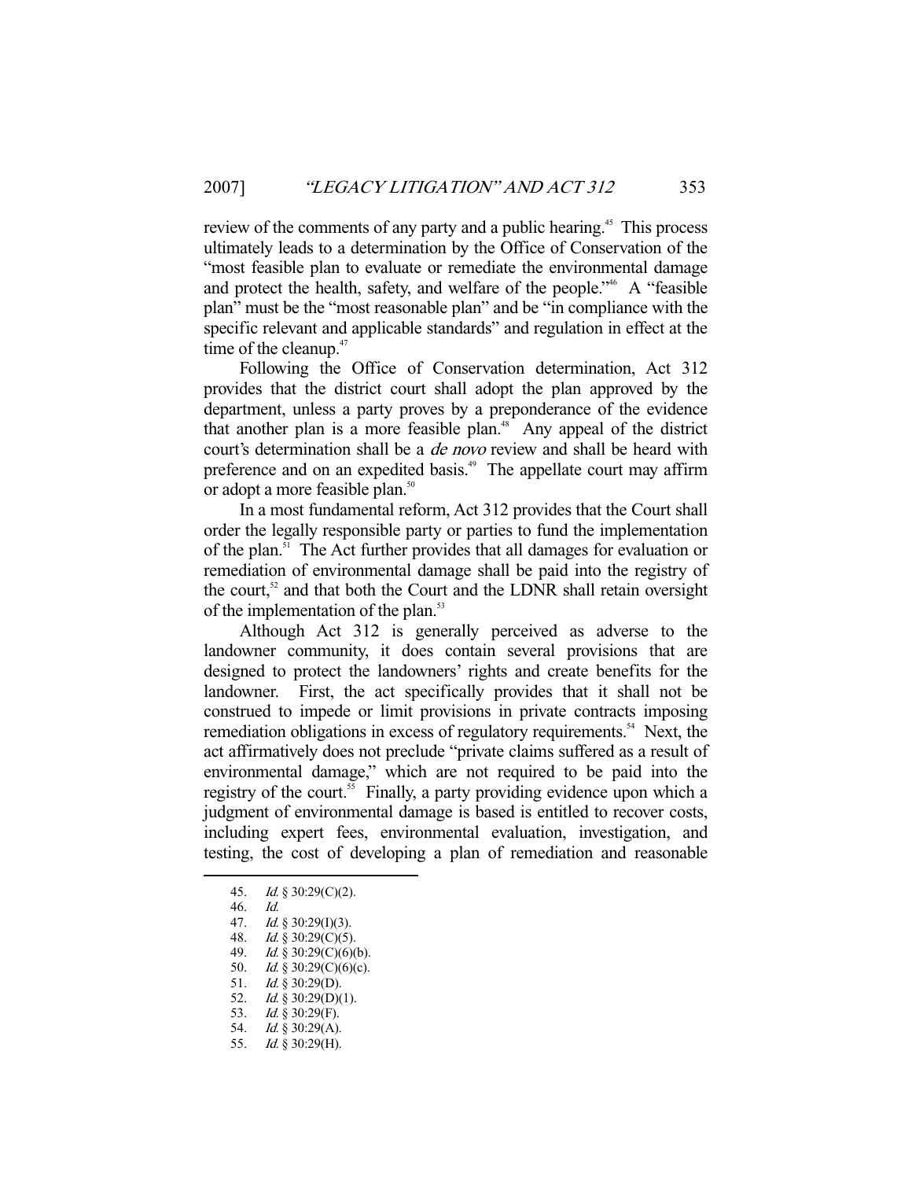review of the comments of any party and a public hearing.[45] This process ultimately leads to a determination by the Office of Conservation of the "most feasible plan to evaluate or remediate the environmental damage and protect the health, safety, and welfare of the people."[46] A "feasible plan" must be the "most reasonable plan" and be "in compliance with the specific relevant and applicable standards" and regulation in effect at the time of the cleanup.[47]

Following the Office of Conservation determination, Act 312 provides that the district court shall adopt the plan approved by the department, unless a party proves by a preponderance of the evidence that another plan is a more feasible plan.[48] Any appeal of the district court's determination shall be a *de novo* review and shall be heard with preference and on an expedited basis.[49] The appellate court may affirm or adopt a more feasible plan.[50]

In a most fundamental reform, Act 312 provides that the Court shall order the legally responsible party or parties to fund the implementation of the plan.[51] The Act further provides that all damages for evaluation or remediation of environmental damage shall be paid into the registry of the court,[52] and that both the Court and the LDNR shall retain oversight of the implementation of the plan.[53]

Although Act 312 is generally perceived as adverse to the landowner community, it does contain several provisions that are designed to protect the landowners' rights and create benefits for the landowner. First, the act specifically provides that it shall not be construed to impede or limit provisions in private contracts imposing remediation obligations in excess of regulatory requirements.[54] Next, the act affirmatively does not preclude "private claims suffered as a result of environmental damage," which are not required to be paid into the registry of the court.[55] Finally, a party providing evidence upon which a judgment of environmental damage is based is entitled to recover costs, including expert fees, environmental evaluation, investigation, and testing, the cost of developing a plan of remediation and reasonable

---

45. *Id.* § 30:29(C)(2).
46. *Id.*
47. *Id.* § 30:29(I)(3).
48. *Id.* § 30:29(C)(5).
49. *Id.* § 30:29(C)(6)(b).
50. *Id.* § 30:29(C)(6)(c).
51. *Id.* § 30:29(D).
52. *Id.* § 30:29(D)(1).
53. *Id.* § 30:29(F).
54. *Id.* § 30:29(A).
55. *Id.* § 30:29(H).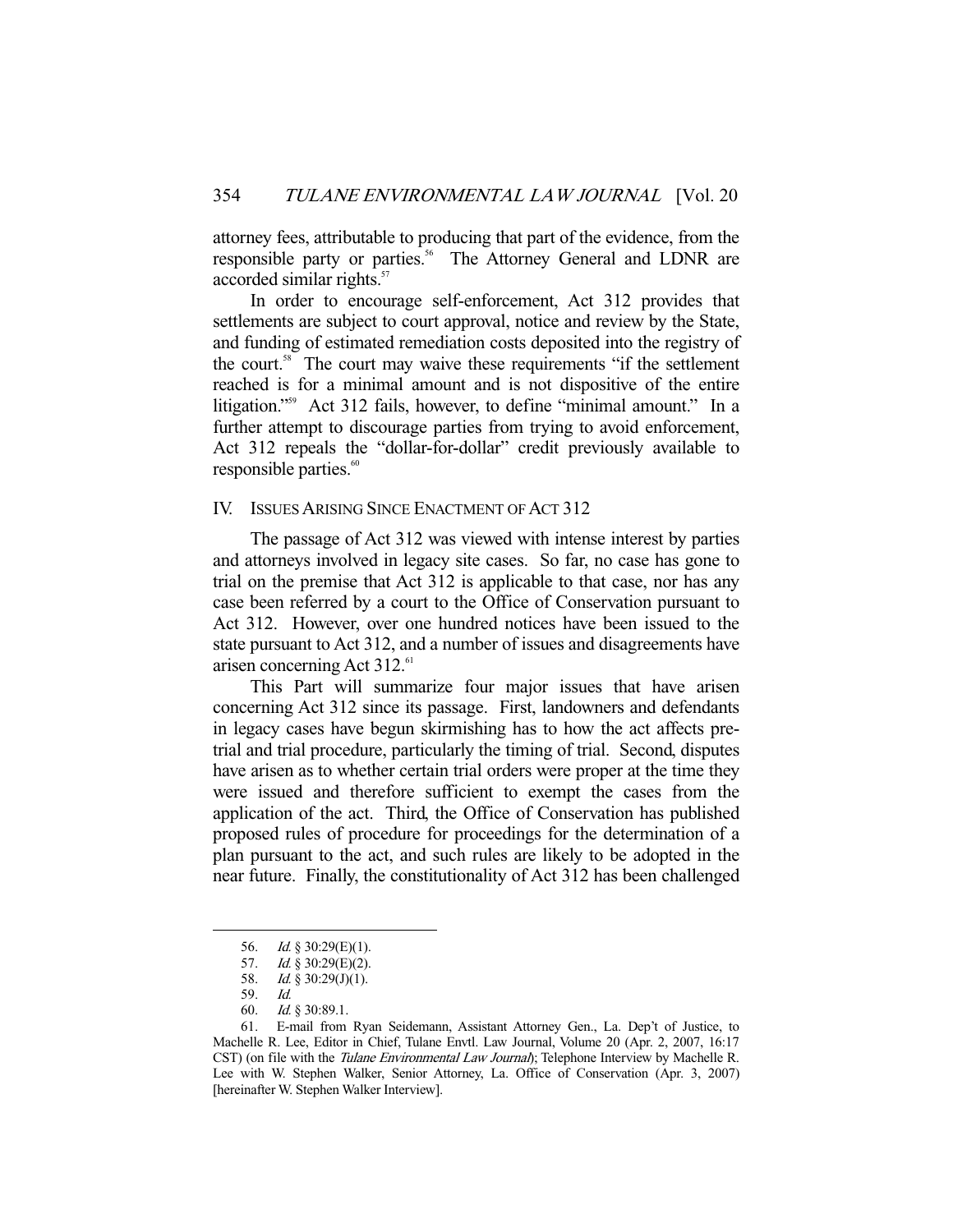attorney fees, attributable to producing that part of the evidence, from the responsible party or parties.[56] The Attorney General and LDNR are accorded similar rights.[57]

In order to encourage self-enforcement, Act 312 provides that settlements are subject to court approval, notice and review by the State, and funding of estimated remediation costs deposited into the registry of the court.[58] The court may waive these requirements "if the settlement reached is for a minimal amount and is not dispositive of the entire litigation."[59] Act 312 fails, however, to define "minimal amount." In a further attempt to discourage parties from trying to avoid enforcement, Act 312 repeals the "dollar-for-dollar" credit previously available to responsible parties.[60]

## IV. ISSUES ARISING SINCE ENACTMENT OF ACT 312

The passage of Act 312 was viewed with intense interest by parties and attorneys involved in legacy site cases. So far, no case has gone to trial on the premise that Act 312 is applicable to that case, nor has any case been referred by a court to the Office of Conservation pursuant to Act 312. However, over one hundred notices have been issued to the state pursuant to Act 312, and a number of issues and disagreements have arisen concerning Act 312.[61]

This Part will summarize four major issues that have arisen concerning Act 312 since its passage. First, landowners and defendants in legacy cases have begun skirmishing has to how the act affects pre-trial and trial procedure, particularly the timing of trial. Second, disputes have arisen as to whether certain trial orders were proper at the time they were issued and therefore sufficient to exempt the cases from the application of the act. Third, the Office of Conservation has published proposed rules of procedure for proceedings for the determination of a plan pursuant to the act, and such rules are likely to be adopted in the near future. Finally, the constitutionality of Act 312 has been challenged

---

56. *Id.* § 30:29(E)(1).

57. *Id.* § 30:29(E)(2).

58. *Id.* § 30:29(J)(1).

59. *Id.*

60. *Id.* § 30:89.1.

61. E-mail from Ryan Seidemann, Assistant Attorney Gen., La. Dep't of Justice, to Machelle R. Lee, Editor in Chief, Tulane Envtl. Law Journal, Volume 20 (Apr. 2, 2007, 16:17 CST) (on file with the *Tulane Environmental Law Journal*); Telephone Interview by Machelle R. Lee with W. Stephen Walker, Senior Attorney, La. Office of Conservation (Apr. 3, 2007) [hereinafter W. Stephen Walker Interview].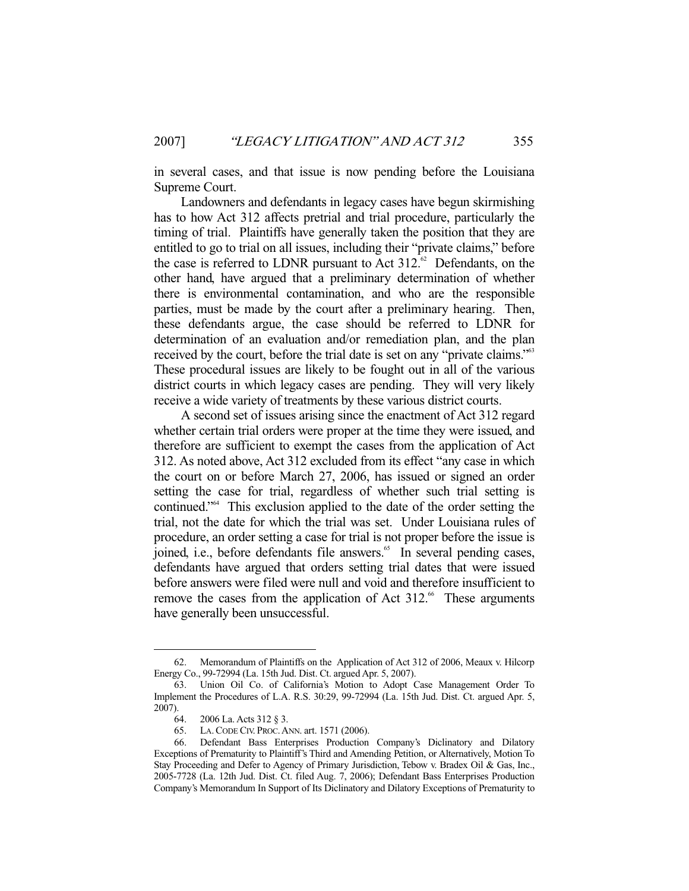in several cases, and that issue is now pending before the Louisiana Supreme Court.

Landowners and defendants in legacy cases have begun skirmishing has to how Act 312 affects pretrial and trial procedure, particularly the timing of trial. Plaintiffs have generally taken the position that they are entitled to go to trial on all issues, including their "private claims," before the case is referred to LDNR pursuant to Act 312.[62] Defendants, on the other hand, have argued that a preliminary determination of whether there is environmental contamination, and who are the responsible parties, must be made by the court after a preliminary hearing. Then, these defendants argue, the case should be referred to LDNR for determination of an evaluation and/or remediation plan, and the plan received by the court, before the trial date is set on any "private claims."[63] These procedural issues are likely to be fought out in all of the various district courts in which legacy cases are pending. They will very likely receive a wide variety of treatments by these various district courts.

A second set of issues arising since the enactment of Act 312 regard whether certain trial orders were proper at the time they were issued, and therefore are sufficient to exempt the cases from the application of Act 312. As noted above, Act 312 excluded from its effect "any case in which the court on or before March 27, 2006, has issued or signed an order setting the case for trial, regardless of whether such trial setting is continued."[64] This exclusion applied to the date of the order setting the trial, not the date for which the trial was set. Under Louisiana rules of procedure, an order setting a case for trial is not proper before the issue is joined, i.e., before defendants file answers.[65] In several pending cases, defendants have argued that orders setting trial dates that were issued before answers were filed were null and void and therefore insufficient to remove the cases from the application of Act 312.[66] These arguments have generally been unsuccessful.

---

62. Memorandum of Plaintiffs on the Application of Act 312 of 2006, Meaux v. Hilcorp Energy Co., 99-72994 (La. 15th Jud. Dist. Ct. argued Apr. 5, 2007).

63. Union Oil Co. of California's Motion to Adopt Case Management Order To Implement the Procedures of L.A. R.S. 30:29, 99-72994 (La. 15th Jud. Dist. Ct. argued Apr. 5, 2007).

64. 2006 La. Acts 312 § 3.

65. LA. CODE CIV. PROC. ANN. art. 1571 (2006).

66. Defendant Bass Enterprises Production Company's Diclinatory and Dilatory Exceptions of Prematurity to Plaintiff's Third and Amending Petition, or Alternatively, Motion To Stay Proceeding and Defer to Agency of Primary Jurisdiction, Tebow v. Bradex Oil & Gas, Inc., 2005-7728 (La. 12th Jud. Dist. Ct. filed Aug. 7, 2006); Defendant Bass Enterprises Production Company's Memorandum In Support of Its Diclinatory and Dilatory Exceptions of Prematurity to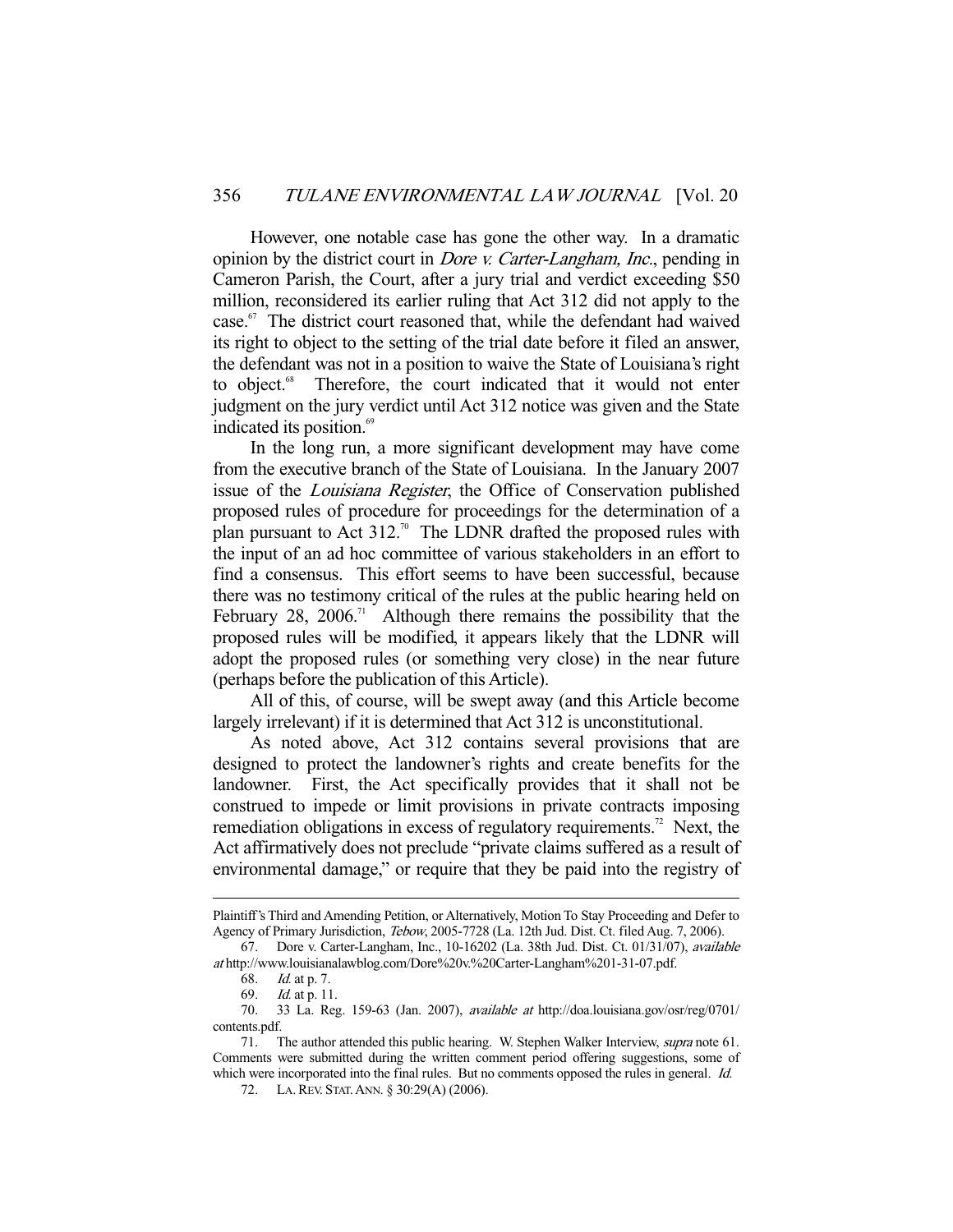However, one notable case has gone the other way. In a dramatic opinion by the district court in *Dore v. Carter-Langham, Inc.*, pending in Cameron Parish, the Court, after a jury trial and verdict exceeding $50 million, reconsidered its earlier ruling that Act 312 did not apply to the case.[67] The district court reasoned that, while the defendant had waived its right to object to the setting of the trial date before it filed an answer, the defendant was not in a position to waive the State of Louisiana's right to object.[68] Therefore, the court indicated that it would not enter judgment on the jury verdict until Act 312 notice was given and the State indicated its position.[69]

In the long run, a more significant development may have come from the executive branch of the State of Louisiana. In the January 2007 issue of the *Louisiana Register*, the Office of Conservation published proposed rules of procedure for proceedings for the determination of a plan pursuant to Act 312.[70] The LDNR drafted the proposed rules with the input of an ad hoc committee of various stakeholders in an effort to find a consensus. This effort seems to have been successful, because there was no testimony critical of the rules at the public hearing held on February 28, 2006.[71] Although there remains the possibility that the proposed rules will be modified, it appears likely that the LDNR will adopt the proposed rules (or something very close) in the near future (perhaps before the publication of this Article).

All of this, of course, will be swept away (and this Article become largely irrelevant) if it is determined that Act 312 is unconstitutional.

As noted above, Act 312 contains several provisions that are designed to protect the landowner's rights and create benefits for the landowner. First, the Act specifically provides that it shall not be construed to impede or limit provisions in private contracts imposing remediation obligations in excess of regulatory requirements.[72] Next, the Act affirmatively does not preclude "private claims suffered as a result of environmental damage," or require that they be paid into the registry of

---

Plaintiff's Third and Amending Petition, or Alternatively, Motion To Stay Proceeding and Defer to Agency of Primary Jurisdiction, *Tebow*, 2005-7728 (La. 12th Jud. Dist. Ct. filed Aug. 7, 2006).

67. Dore v. Carter-Langham, Inc., 10-16202 (La. 38th Jud. Dist. Ct. 01/31/07), *available at* http://www.louisianalawblog.com/Dore%20v.%20Carter-Langham%201-31-07.pdf.

68. *Id.* at p. 7.

69. *Id.* at p. 11.

70. 33 La. Reg. 159-63 (Jan. 2007), *available at* http://doa.louisiana.gov/osr/reg/0701/contents.pdf.

71. The author attended this public hearing. W. Stephen Walker Interview, *supra* note 61. Comments were submitted during the written comment period offering suggestions, some of which were incorporated into the final rules. But no comments opposed the rules in general. *Id.*

72. LA. REV. STAT. ANN. § 30:29(A) (2006).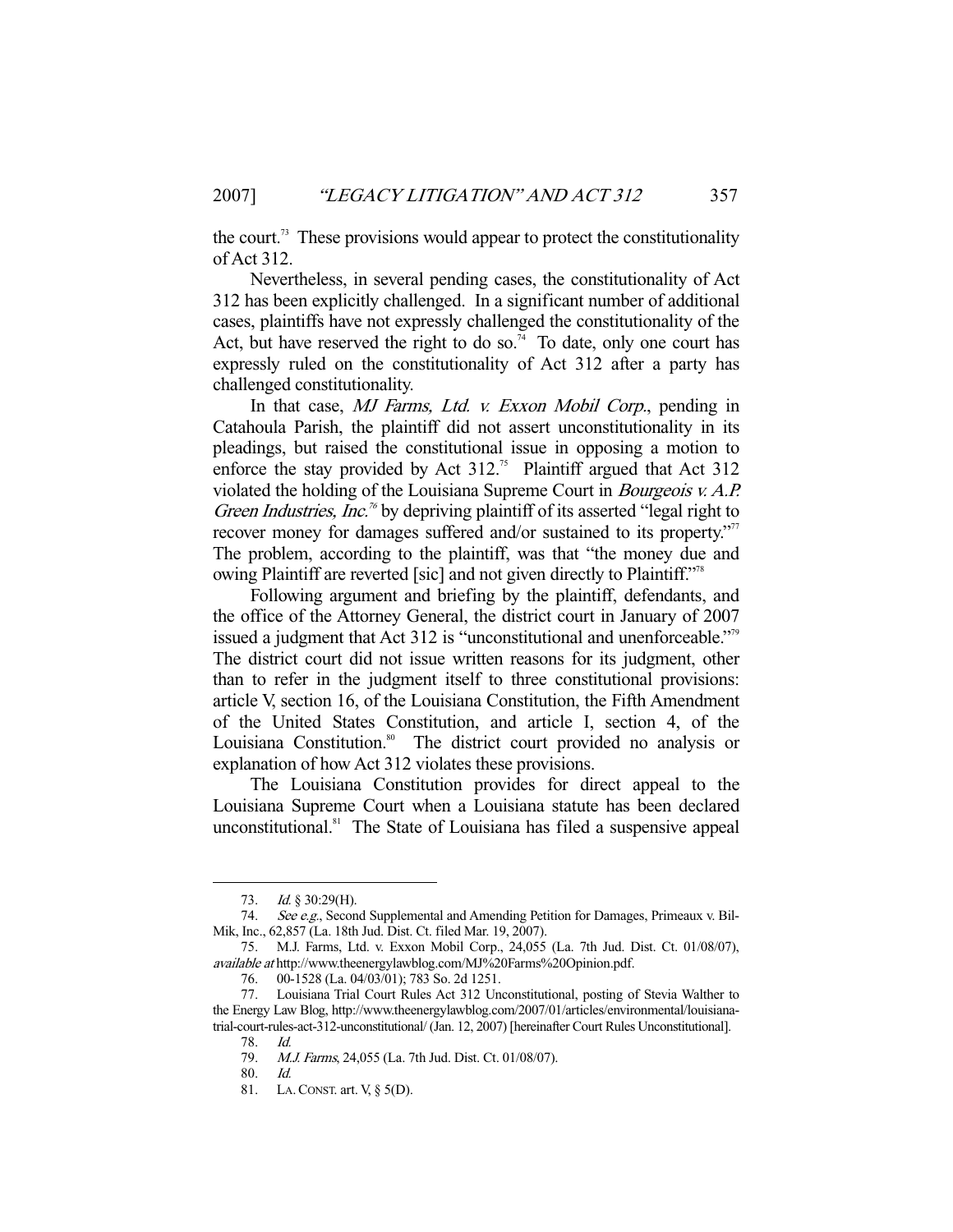the court.[73] These provisions would appear to protect the constitutionality of Act 312.

Nevertheless, in several pending cases, the constitutionality of Act 312 has been explicitly challenged. In a significant number of additional cases, plaintiffs have not expressly challenged the constitutionality of the Act, but have reserved the right to do so.[74] To date, only one court has expressly ruled on the constitutionality of Act 312 after a party has challenged constitutionality.

In that case, *MJ Farms, Ltd. v. Exxon Mobil Corp.*, pending in Catahoula Parish, the plaintiff did not assert unconstitutionality in its pleadings, but raised the constitutional issue in opposing a motion to enforce the stay provided by Act 312.[75] Plaintiff argued that Act 312 violated the holding of the Louisiana Supreme Court in *Bourgeois v. A.P. Green Industries, Inc.*[76] by depriving plaintiff of its asserted "legal right to recover money for damages suffered and/or sustained to its property."[77] The problem, according to the plaintiff, was that "the money due and owing Plaintiff are reverted [sic] and not given directly to Plaintiff."[78]

Following argument and briefing by the plaintiff, defendants, and the office of the Attorney General, the district court in January of 2007 issued a judgment that Act 312 is "unconstitutional and unenforceable."[79] The district court did not issue written reasons for its judgment, other than to refer in the judgment itself to three constitutional provisions: article V, section 16, of the Louisiana Constitution, the Fifth Amendment of the United States Constitution, and article I, section 4, of the Louisiana Constitution.[80] The district court provided no analysis or explanation of how Act 312 violates these provisions.

The Louisiana Constitution provides for direct appeal to the Louisiana Supreme Court when a Louisiana statute has been declared unconstitutional.[81] The State of Louisiana has filed a suspensive appeal

---

73. *Id.* § 30:29(H).

74. *See e.g.*, Second Supplemental and Amending Petition for Damages, Primeaux v. Bil-Mik, Inc., 62,857 (La. 18th Jud. Dist. Ct. filed Mar. 19, 2007).

75. M.J. Farms, Ltd. v. Exxon Mobil Corp., 24,055 (La. 7th Jud. Dist. Ct. 01/08/07), *available at* http://www.theenergylawblog.com/MJ%20Farms%20Opinion.pdf.

76. 00-1528 (La. 04/03/01); 783 So. 2d 1251.

77. Louisiana Trial Court Rules Act 312 Unconstitutional, posting of Stevia Walther to the Energy Law Blog, http://www.theenergylawblog.com/2007/01/articles/environmental/louisiana-trial-court-rules-act-312-unconstitutional/ (Jan. 12, 2007) [hereinafter Court Rules Unconstitutional].

78. *Id.*

79. *M.J. Farms*, 24,055 (La. 7th Jud. Dist. Ct. 01/08/07).

80. *Id.*

81. LA. CONST. art. V, § 5(D).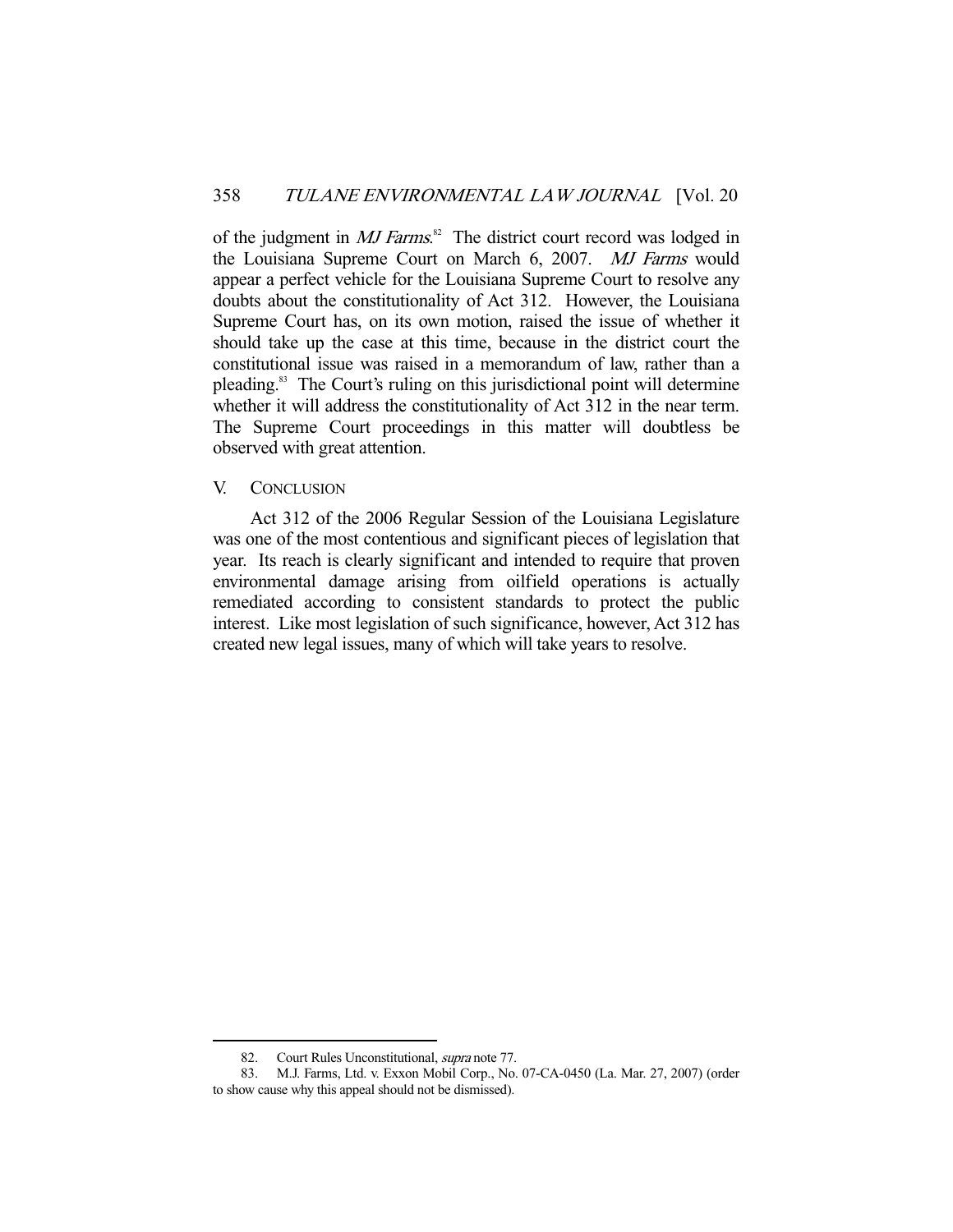of the judgment in *MJ Farms*.[82] The district court record was lodged in the Louisiana Supreme Court on March 6, 2007. *MJ Farms* would appear a perfect vehicle for the Louisiana Supreme Court to resolve any doubts about the constitutionality of Act 312. However, the Louisiana Supreme Court has, on its own motion, raised the issue of whether it should take up the case at this time, because in the district court the constitutional issue was raised in a memorandum of law, rather than a pleading.[83] The Court's ruling on this jurisdictional point will determine whether it will address the constitutionality of Act 312 in the near term. The Supreme Court proceedings in this matter will doubtless be observed with great attention.

## V. CONCLUSION

Act 312 of the 2006 Regular Session of the Louisiana Legislature was one of the most contentious and significant pieces of legislation that year. Its reach is clearly significant and intended to require that proven environmental damage arising from oilfield operations is actually remediated according to consistent standards to protect the public interest. Like most legislation of such significance, however, Act 312 has created new legal issues, many of which will take years to resolve.

82. Court Rules Unconstitutional, *supra* note 77.

83. M.J. Farms, Ltd. v. Exxon Mobil Corp., No. 07-CA-0450 (La. Mar. 27, 2007) (order to show cause why this appeal should not be dismissed).